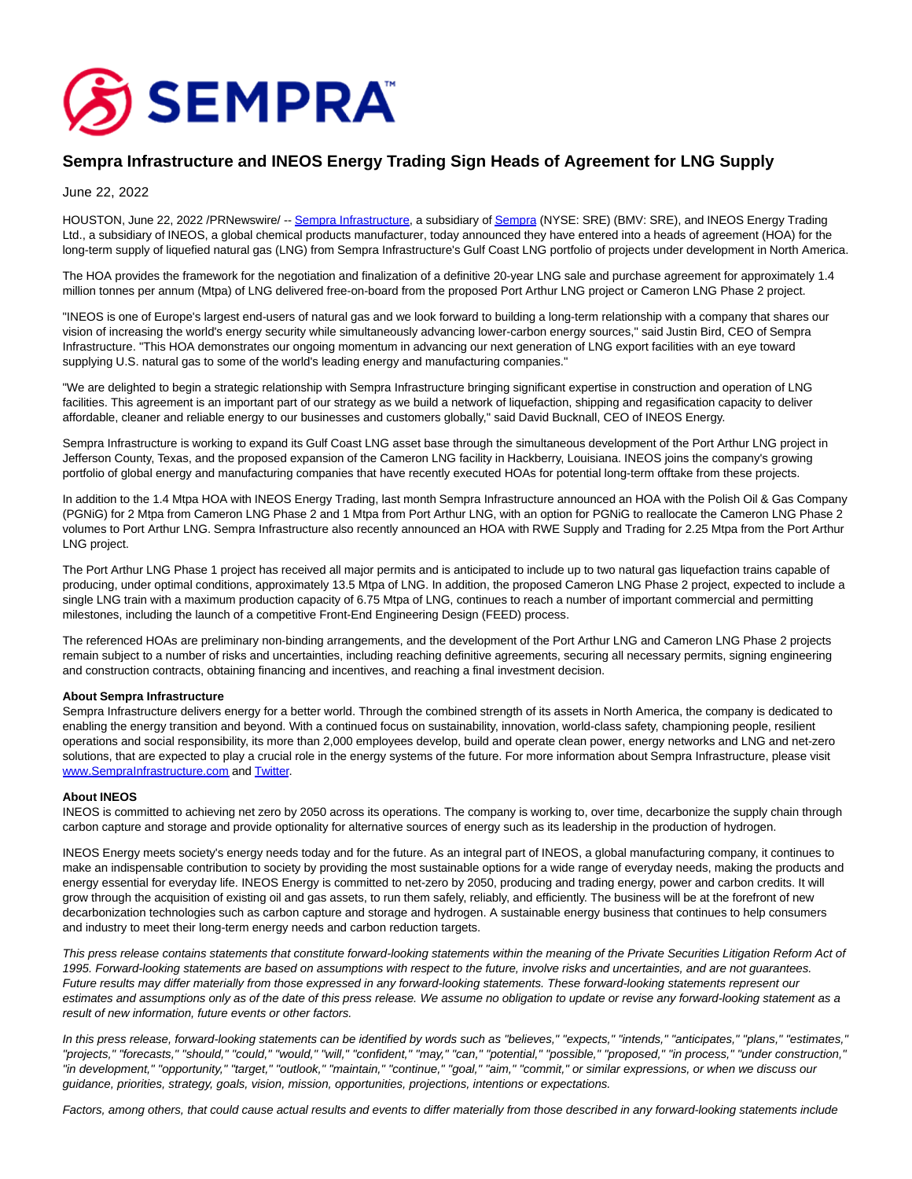# Sempra Infrastructure and INEOS Energy Trading Sign Heads of Agreement for LNG Supply

June 22, 2022

HOUSTON, June 22, 2022 /PRNewswire/ -- Sempra Infrastructure, a subsidiary of Sempra (NYSE: SRE) (BMV: SRE), and INEOS Energy Trading Ltd., a subsidiary of INEOS, a global chemical products manufacturer, today announced they have entered into a heads of agreement (HOA) for the long-term supply of liquefied natural gas (LNG) from Sempra Infrastructure's Gulf Coast LNG portfolio of projects under development in North America.

The HOA provides the framework for the negotiation and finalization of a definitive 20-year LNG sale and purchase agreement for approximately 1.4 million tonnes per annum (Mtpa) of LNG delivered free-on-board from the proposed Port Arthur LNG project or Cameron LNG Phase 2 project.

"INEOS is one of Europe's largest end-users of natural gas and we look forward to building a long-term relationship with a company that shares our vision of increasing the world's energy security while simultaneously advancing lower-carbon energy sources," said Justin Bird, CEO of Sempra Infrastructure. "This HOA demonstrates our ongoing momentum in advancing our next generation of LNG export facilities with an eye toward supplying U.S. natural gas to some of the world's leading energy and manufacturing companies."

"We are delighted to begin a strategic relationship with Sempra Infrastructure bringing significant expertise in construction and operation of LNG facilities. This agreement is an important part of our strategy as we build a network of liquefaction, shipping and regasification capacity to deliver affordable, cleaner and reliable energy to our businesses and customers globally," said David Bucknall, CEO of INEOS Energy.

Sempra Infrastructure is working to expand its Gulf Coast LNG asset base through the simultaneous development of the Port Arthur LNG project in Jefferson County, Texas, and the proposed expansion of the Cameron LNG facility in Hackberry, Louisiana. INEOS joins the company's growing portfolio of global energy and manufacturing companies that have recently executed HOAs for potential long-term offtake from these projects.

In addition to the 1.4 Mtpa HOA with INEOS Energy Trading, last month Sempra Infrastructure announced an HOA with the Polish Oil & Gas Company (PGNiG) for 2 Mtpa from Cameron LNG Phase 2 and 1 Mtpa from Port Arthur LNG, with an option for PGNiG to reallocate the Cameron LNG Phase 2 volumes to Port Arthur LNG. Sempra Infrastructure also recently announced an HOA with RWE Supply and Trading for 2.25 Mtpa from the Port Arthur LNG project.

The Port Arthur LNG Phase 1 project has received all major permits and is anticipated to include up to two natural gas liquefaction trains capable of producing, under optimal conditions, approximately 13.5 Mtpa of LNG. In addition, the proposed Cameron LNG Phase 2 project, expected to include a single LNG train with a maximum production capacity of 6.75 Mtpa of LNG, continues to reach a number of important commercial and permitting milestones, including the launch of a competitive Front-End Engineering Design (FEED) process.

The referenced HOAs are preliminary non-binding arrangements, and the development of the Port Arthur LNG and Cameron LNG Phase 2 projects remain subject to a number of risks and uncertainties, including reaching definitive agreements, securing all necessary permits, signing engineering and construction contracts, obtaining financing and incentives, and reaching a final investment decision.

**About Sempra Infrastructure**
Sempra Infrastructure delivers energy for a better world. Through the combined strength of its assets in North America, the company is dedicated to enabling the energy transition and beyond. With a continued focus on sustainability, innovation, world-class safety, championing people, resilient operations and social responsibility, its more than 2,000 employees develop, build and operate clean power, energy networks and LNG and net-zero solutions, that are expected to play a crucial role in the energy systems of the future. For more information about Sempra Infrastructure, please visit www.SempraInfrastructure.com and Twitter.

**About INEOS**
INEOS is committed to achieving net zero by 2050 across its operations. The company is working to, over time, decarbonize the supply chain through carbon capture and storage and provide optionality for alternative sources of energy such as its leadership in the production of hydrogen.

INEOS Energy meets society's energy needs today and for the future. As an integral part of INEOS, a global manufacturing company, it continues to make an indispensable contribution to society by providing the most sustainable options for a wide range of everyday needs, making the products and energy essential for everyday life. INEOS Energy is committed to net-zero by 2050, producing and trading energy, power and carbon credits. It will grow through the acquisition of existing oil and gas assets, to run them safely, reliably, and efficiently. The business will be at the forefront of new decarbonization technologies such as carbon capture and storage and hydrogen. A sustainable energy business that continues to help consumers and industry to meet their long-term energy needs and carbon reduction targets.

*This press release contains statements that constitute forward-looking statements within the meaning of the Private Securities Litigation Reform Act of 1995. Forward-looking statements are based on assumptions with respect to the future, involve risks and uncertainties, and are not guarantees. Future results may differ materially from those expressed in any forward-looking statements. These forward-looking statements represent our estimates and assumptions only as of the date of this press release. We assume no obligation to update or revise any forward-looking statement as a result of new information, future events or other factors.*

*In this press release, forward-looking statements can be identified by words such as "believes," "expects," "intends," "anticipates," "plans," "estimates," "projects," "forecasts," "should," "could," "would," "will," "confident," "may," "can," "potential," "possible," "proposed," "in process," "under construction," "in development," "opportunity," "target," "outlook," "maintain," "continue," "goal," "aim," "commit," or similar expressions, or when we discuss our guidance, priorities, strategy, goals, vision, mission, opportunities, projections, intentions or expectations.*

*Factors, among others, that could cause actual results and events to differ materially from those described in any forward-looking statements include*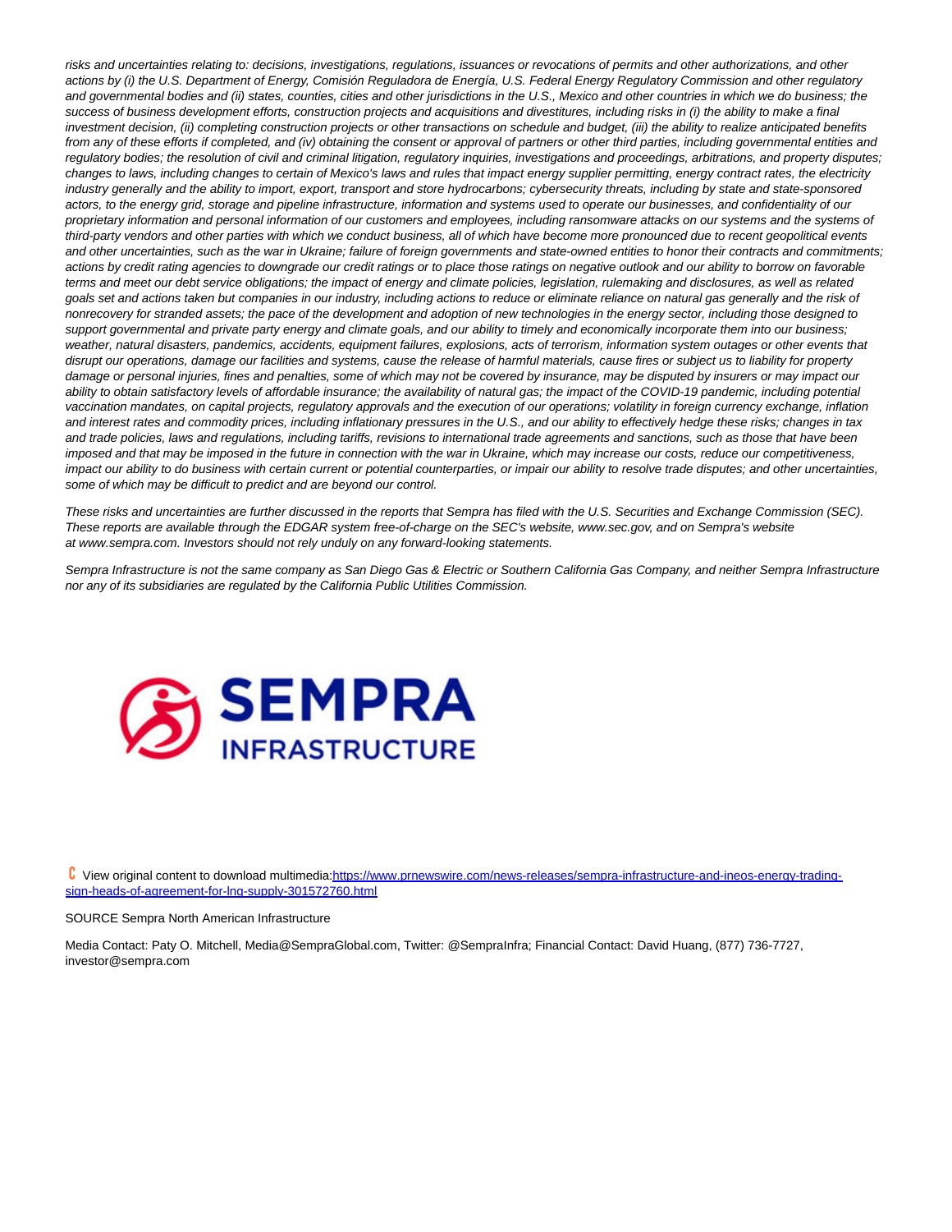*risks and uncertainties relating to: decisions, investigations, regulations, issuances or revocations of permits and other authorizations, and other actions by (i) the U.S. Department of Energy, Comisión Reguladora de Energía, U.S. Federal Energy Regulatory Commission and other regulatory and governmental bodies and (ii) states, counties, cities and other jurisdictions in the U.S., Mexico and other countries in which we do business; the success of business development efforts, construction projects and acquisitions and divestitures, including risks in (i) the ability to make a final investment decision, (ii) completing construction projects or other transactions on schedule and budget, (iii) the ability to realize anticipated benefits from any of these efforts if completed, and (iv) obtaining the consent or approval of partners or other third parties, including governmental entities and regulatory bodies; the resolution of civil and criminal litigation, regulatory inquiries, investigations and proceedings, arbitrations, and property disputes; changes to laws, including changes to certain of Mexico's laws and rules that impact energy supplier permitting, energy contract rates, the electricity industry generally and the ability to import, export, transport and store hydrocarbons; cybersecurity threats, including by state and state-sponsored actors, to the energy grid, storage and pipeline infrastructure, information and systems used to operate our businesses, and confidentiality of our proprietary information and personal information of our customers and employees, including ransomware attacks on our systems and the systems of third-party vendors and other parties with which we conduct business, all of which have become more pronounced due to recent geopolitical events and other uncertainties, such as the war in Ukraine; failure of foreign governments and state-owned entities to honor their contracts and commitments; actions by credit rating agencies to downgrade our credit ratings or to place those ratings on negative outlook and our ability to borrow on favorable terms and meet our debt service obligations; the impact of energy and climate policies, legislation, rulemaking and disclosures, as well as related goals set and actions taken but companies in our industry, including actions to reduce or eliminate reliance on natural gas generally and the risk of nonrecovery for stranded assets; the pace of the development and adoption of new technologies in the energy sector, including those designed to support governmental and private party energy and climate goals, and our ability to timely and economically incorporate them into our business; weather, natural disasters, pandemics, accidents, equipment failures, explosions, acts of terrorism, information system outages or other events that disrupt our operations, damage our facilities and systems, cause the release of harmful materials, cause fires or subject us to liability for property damage or personal injuries, fines and penalties, some of which may not be covered by insurance, may be disputed by insurers or may impact our ability to obtain satisfactory levels of affordable insurance; the availability of natural gas; the impact of the COVID-19 pandemic, including potential vaccination mandates, on capital projects, regulatory approvals and the execution of our operations; volatility in foreign currency exchange, inflation and interest rates and commodity prices, including inflationary pressures in the U.S., and our ability to effectively hedge these risks; changes in tax and trade policies, laws and regulations, including tariffs, revisions to international trade agreements and sanctions, such as those that have been imposed and that may be imposed in the future in connection with the war in Ukraine, which may increase our costs, reduce our competitiveness, impact our ability to do business with certain current or potential counterparties, or impair our ability to resolve trade disputes; and other uncertainties, some of which may be difficult to predict and are beyond our control.*

*These risks and uncertainties are further discussed in the reports that Sempra has filed with the U.S. Securities and Exchange Commission (SEC). These reports are available through the EDGAR system free-of-charge on the SEC's website, www.sec.gov, and on Sempra's website at www.sempra.com. Investors should not rely unduly on any forward-looking statements.*

*Sempra Infrastructure is not the same company as San Diego Gas & Electric or Southern California Gas Company, and neither Sempra Infrastructure nor any of its subsidiaries are regulated by the California Public Utilities Commission.*

SEMPRA INFRASTRUCTURE

View original content to download multimedia:https://www.prnewswire.com/news-releases/sempra-infrastructure-and-ineos-energy-trading-sign-heads-of-agreement-for-lng-supply-301572760.html

SOURCE Sempra North American Infrastructure

Media Contact: Paty O. Mitchell, Media@SempraGlobal.com, Twitter: @SempraInfra; Financial Contact: David Huang, (877) 736-7727, investor@sempra.com